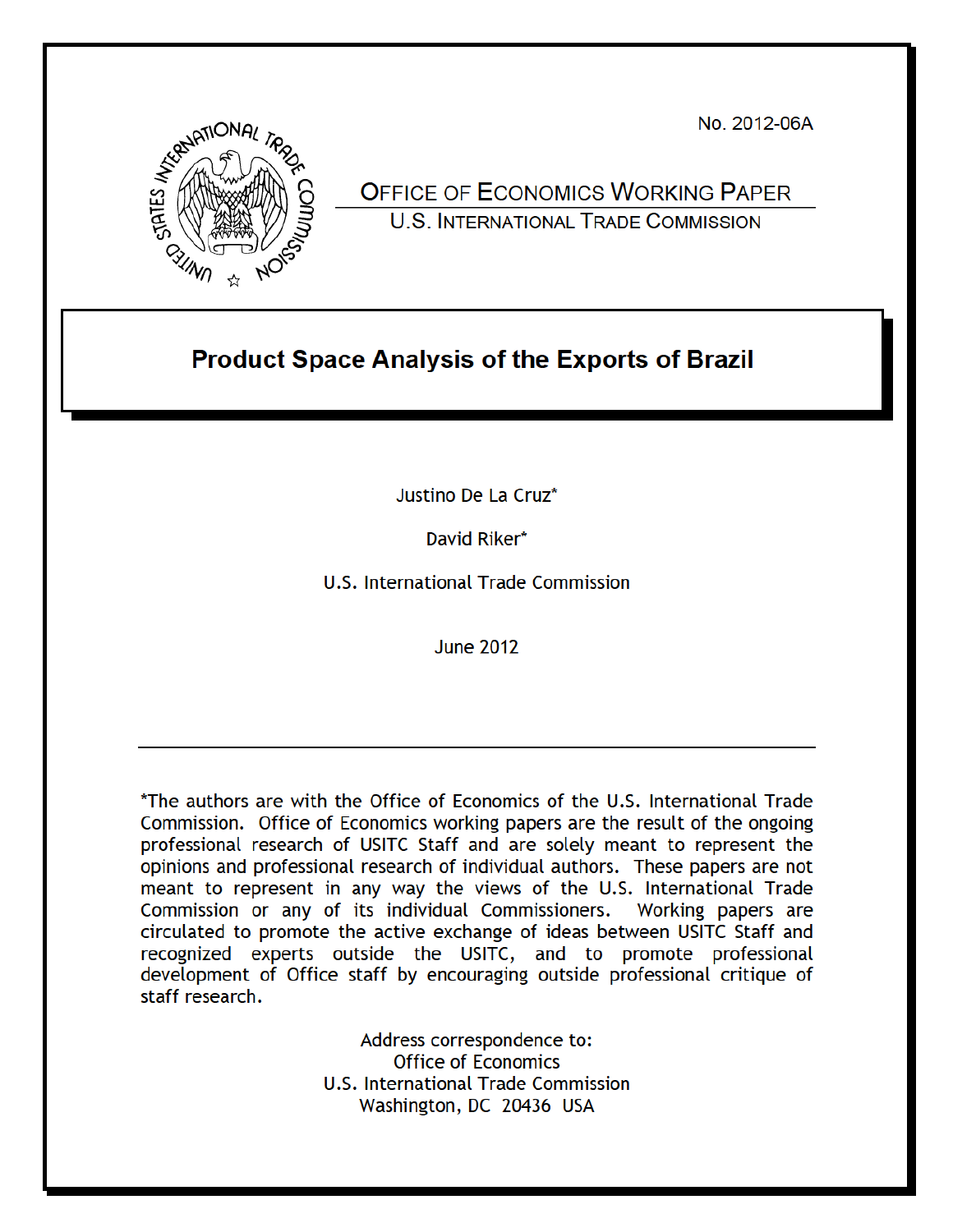No. 2012-06A

OFFICE OF ECONOMICS WORKING PAPER

U.S. INTERNATIONAL TRADE COMMISSION

# Product Space Analysis of the Exports of Brazil

Justino De La Cruz*

David Riker*

U.S. International Trade Commission

June 2012

---

*The authors are with the Office of Economics of the U.S. International Trade Commission. Office of Economics working papers are the result of the ongoing professional research of USITC Staff and are solely meant to represent the opinions and professional research of individual authors. These papers are not meant to represent in any way the views of the U.S. International Trade Commission or any of its individual Commissioners. Working papers are circulated to promote the active exchange of ideas between USITC Staff and recognized experts outside the USITC, and to promote professional development of Office staff by encouraging outside professional critique of staff research.

Address correspondence to:
Office of Economics
U.S. International Trade Commission
Washington, DC 20436 USA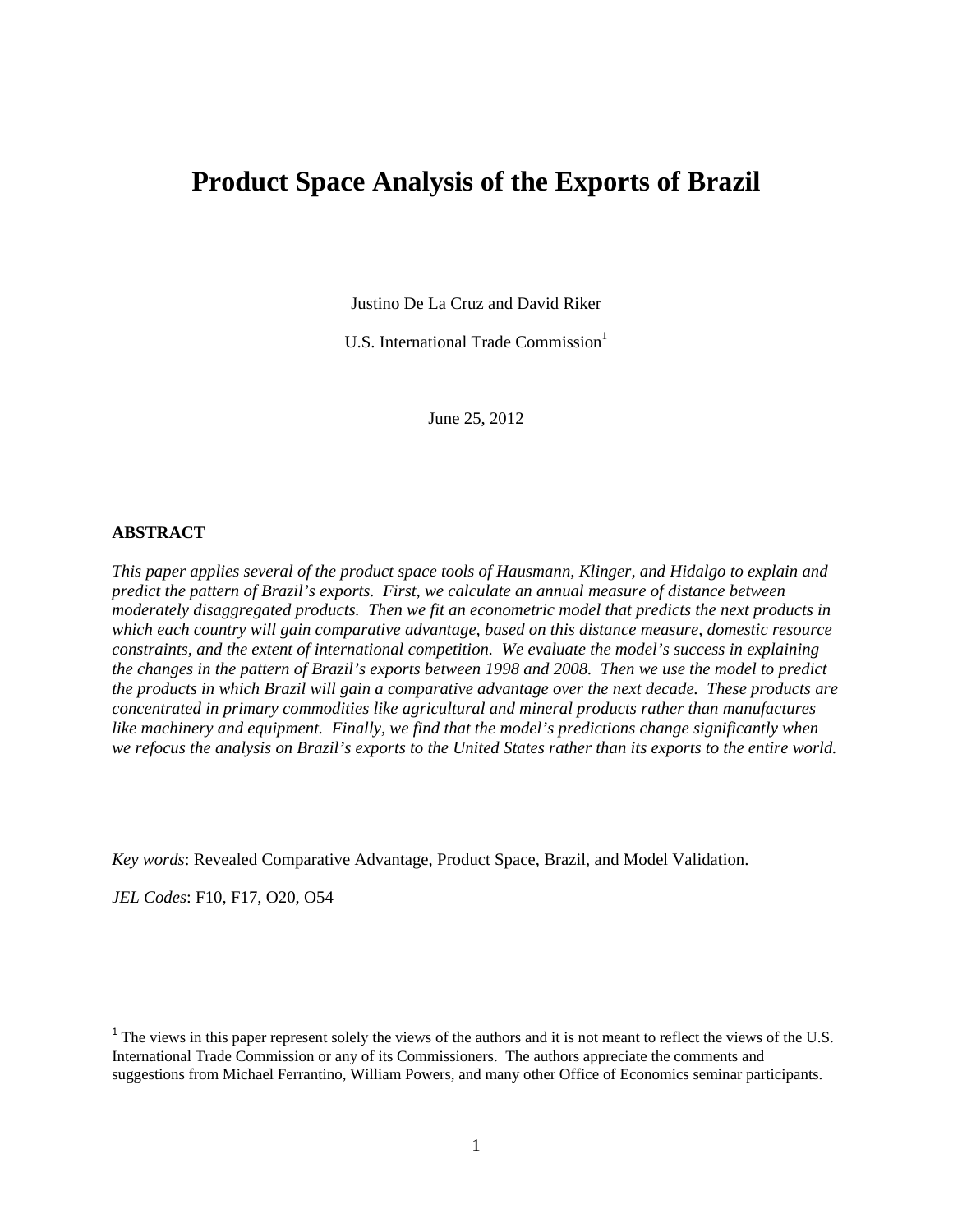# Product Space Analysis of the Exports of Brazil

Justino De La Cruz and David Riker

U.S. International Trade Commission[1]

June 25, 2012

**ABSTRACT**

*This paper applies several of the product space tools of Hausmann, Klinger, and Hidalgo to explain and predict the pattern of Brazil's exports. First, we calculate an annual measure of distance between moderately disaggregated products. Then we fit an econometric model that predicts the next products in which each country will gain comparative advantage, based on this distance measure, domestic resource constraints, and the extent of international competition. We evaluate the model's success in explaining the changes in the pattern of Brazil's exports between 1998 and 2008. Then we use the model to predict the products in which Brazil will gain a comparative advantage over the next decade. These products are concentrated in primary commodities like agricultural and mineral products rather than manufactures like machinery and equipment. Finally, we find that the model's predictions change significantly when we refocus the analysis on Brazil's exports to the United States rather than its exports to the entire world.*

*Key words*: Revealed Comparative Advantage, Product Space, Brazil, and Model Validation.

*JEL Codes*: F10, F17, O20, O54

[1] The views in this paper represent solely the views of the authors and it is not meant to reflect the views of the U.S. International Trade Commission or any of its Commissioners. The authors appreciate the comments and suggestions from Michael Ferrantino, William Powers, and many other Office of Economics seminar participants.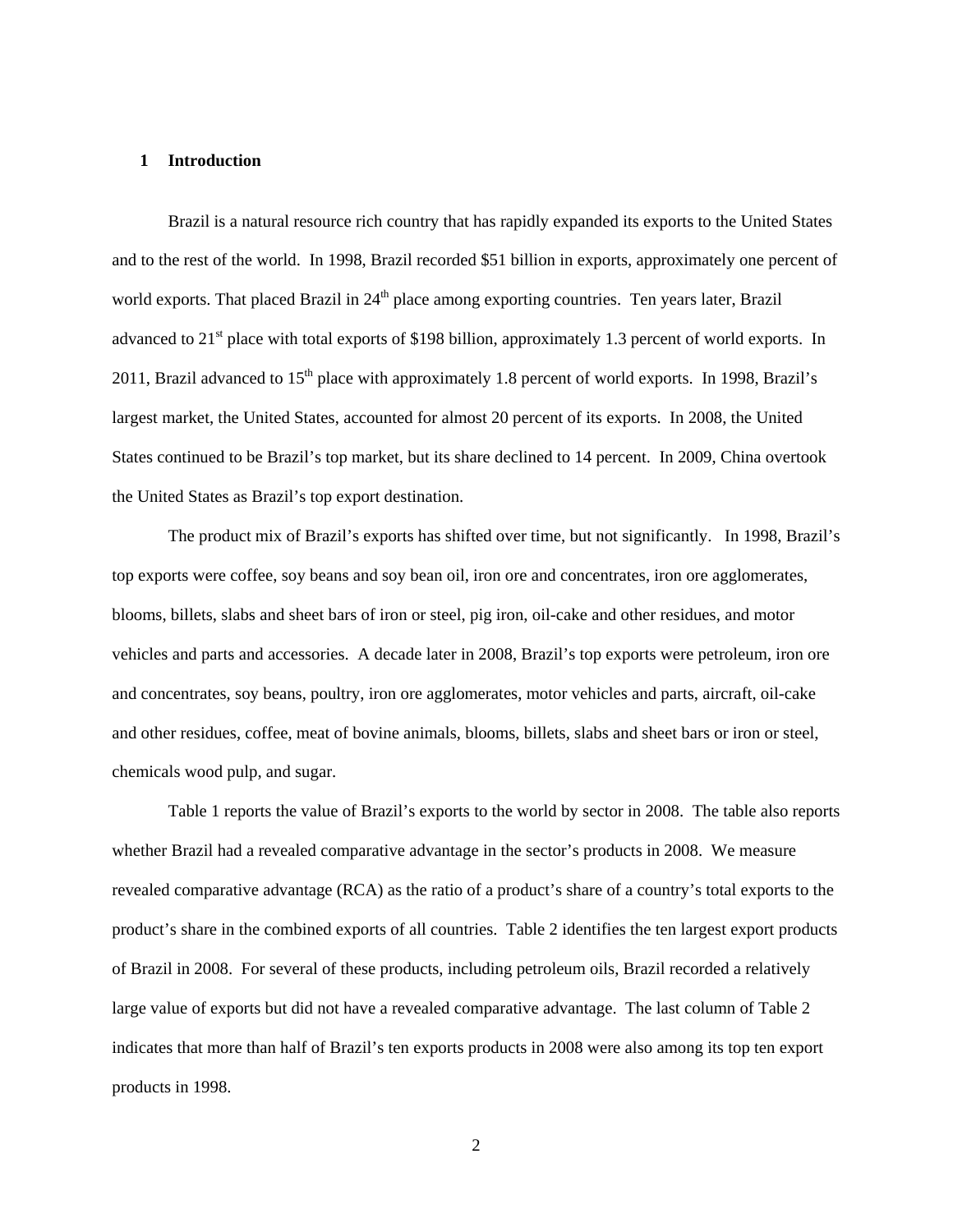## 1 Introduction

Brazil is a natural resource rich country that has rapidly expanded its exports to the United States and to the rest of the world. In 1998, Brazil recorded $51 billion in exports, approximately one percent of world exports. That placed Brazil in 24th place among exporting countries. Ten years later, Brazil advanced to 21st place with total exports of $198 billion, approximately 1.3 percent of world exports. In 2011, Brazil advanced to 15th place with approximately 1.8 percent of world exports. In 1998, Brazil's largest market, the United States, accounted for almost 20 percent of its exports. In 2008, the United States continued to be Brazil's top market, but its share declined to 14 percent. In 2009, China overtook the United States as Brazil's top export destination.

The product mix of Brazil's exports has shifted over time, but not significantly. In 1998, Brazil's top exports were coffee, soy beans and soy bean oil, iron ore and concentrates, iron ore agglomerates, blooms, billets, slabs and sheet bars of iron or steel, pig iron, oil-cake and other residues, and motor vehicles and parts and accessories. A decade later in 2008, Brazil's top exports were petroleum, iron ore and concentrates, soy beans, poultry, iron ore agglomerates, motor vehicles and parts, aircraft, oil-cake and other residues, coffee, meat of bovine animals, blooms, billets, slabs and sheet bars or iron or steel, chemicals wood pulp, and sugar.

Table 1 reports the value of Brazil's exports to the world by sector in 2008. The table also reports whether Brazil had a revealed comparative advantage in the sector's products in 2008. We measure revealed comparative advantage (RCA) as the ratio of a product's share of a country's total exports to the product's share in the combined exports of all countries. Table 2 identifies the ten largest export products of Brazil in 2008. For several of these products, including petroleum oils, Brazil recorded a relatively large value of exports but did not have a revealed comparative advantage. The last column of Table 2 indicates that more than half of Brazil's ten exports products in 2008 were also among its top ten export products in 1998.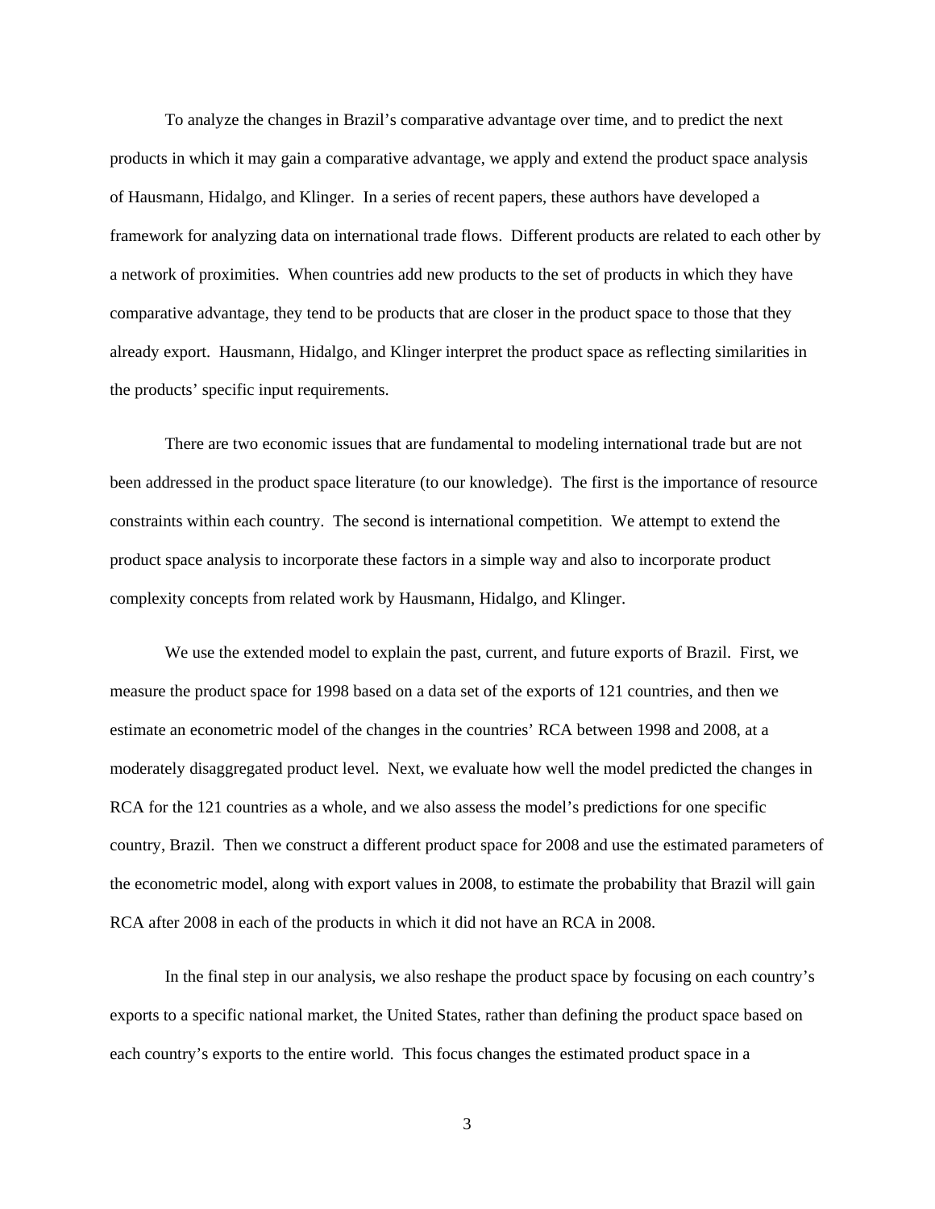To analyze the changes in Brazil's comparative advantage over time, and to predict the next products in which it may gain a comparative advantage, we apply and extend the product space analysis of Hausmann, Hidalgo, and Klinger. In a series of recent papers, these authors have developed a framework for analyzing data on international trade flows. Different products are related to each other by a network of proximities. When countries add new products to the set of products in which they have comparative advantage, they tend to be products that are closer in the product space to those that they already export. Hausmann, Hidalgo, and Klinger interpret the product space as reflecting similarities in the products' specific input requirements.

There are two economic issues that are fundamental to modeling international trade but are not been addressed in the product space literature (to our knowledge). The first is the importance of resource constraints within each country. The second is international competition. We attempt to extend the product space analysis to incorporate these factors in a simple way and also to incorporate product complexity concepts from related work by Hausmann, Hidalgo, and Klinger.

We use the extended model to explain the past, current, and future exports of Brazil. First, we measure the product space for 1998 based on a data set of the exports of 121 countries, and then we estimate an econometric model of the changes in the countries' RCA between 1998 and 2008, at a moderately disaggregated product level. Next, we evaluate how well the model predicted the changes in RCA for the 121 countries as a whole, and we also assess the model's predictions for one specific country, Brazil. Then we construct a different product space for 2008 and use the estimated parameters of the econometric model, along with export values in 2008, to estimate the probability that Brazil will gain RCA after 2008 in each of the products in which it did not have an RCA in 2008.

In the final step in our analysis, we also reshape the product space by focusing on each country's exports to a specific national market, the United States, rather than defining the product space based on each country's exports to the entire world. This focus changes the estimated product space in a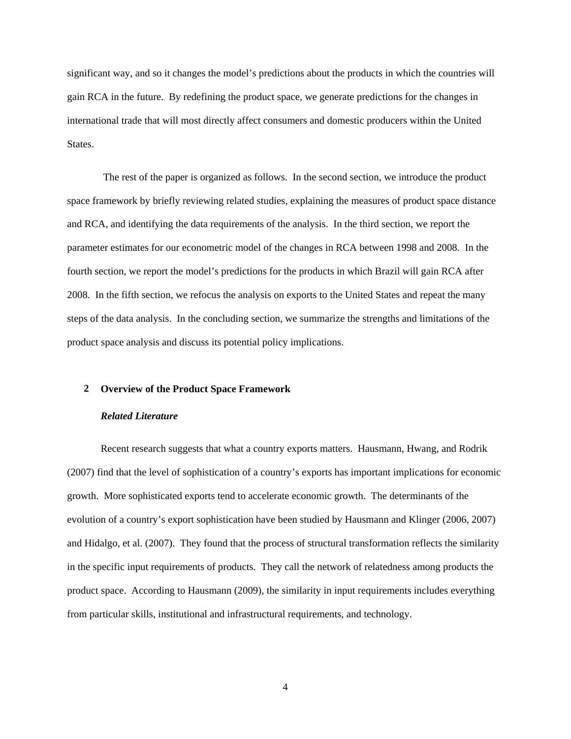significant way, and so it changes the model's predictions about the products in which the countries will gain RCA in the future. By redefining the product space, we generate predictions for the changes in international trade that will most directly affect consumers and domestic producers within the United States.

The rest of the paper is organized as follows. In the second section, we introduce the product space framework by briefly reviewing related studies, explaining the measures of product space distance and RCA, and identifying the data requirements of the analysis. In the third section, we report the parameter estimates for our econometric model of the changes in RCA between 1998 and 2008. In the fourth section, we report the model's predictions for the products in which Brazil will gain RCA after 2008. In the fifth section, we refocus the analysis on exports to the United States and repeat the many steps of the data analysis. In the concluding section, we summarize the strengths and limitations of the product space analysis and discuss its potential policy implications.

## 2 Overview of the Product Space Framework

### *Related Literature*

Recent research suggests that what a country exports matters. Hausmann, Hwang, and Rodrik (2007) find that the level of sophistication of a country's exports has important implications for economic growth. More sophisticated exports tend to accelerate economic growth. The determinants of the evolution of a country's export sophistication have been studied by Hausmann and Klinger (2006, 2007) and Hidalgo, et al. (2007). They found that the process of structural transformation reflects the similarity in the specific input requirements of products. They call the network of relatedness among products the product space. According to Hausmann (2009), the similarity in input requirements includes everything from particular skills, institutional and infrastructural requirements, and technology.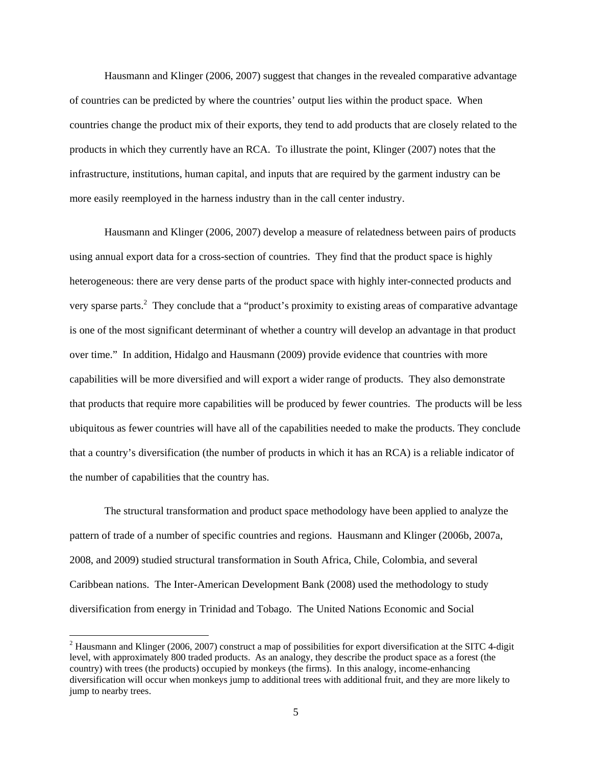Hausmann and Klinger (2006, 2007) suggest that changes in the revealed comparative advantage of countries can be predicted by where the countries' output lies within the product space. When countries change the product mix of their exports, they tend to add products that are closely related to the products in which they currently have an RCA. To illustrate the point, Klinger (2007) notes that the infrastructure, institutions, human capital, and inputs that are required by the garment industry can be more easily reemployed in the harness industry than in the call center industry.

Hausmann and Klinger (2006, 2007) develop a measure of relatedness between pairs of products using annual export data for a cross-section of countries. They find that the product space is highly heterogeneous: there are very dense parts of the product space with highly inter-connected products and very sparse parts.[2] They conclude that a "product's proximity to existing areas of comparative advantage is one of the most significant determinant of whether a country will develop an advantage in that product over time." In addition, Hidalgo and Hausmann (2009) provide evidence that countries with more capabilities will be more diversified and will export a wider range of products. They also demonstrate that products that require more capabilities will be produced by fewer countries. The products will be less ubiquitous as fewer countries will have all of the capabilities needed to make the products. They conclude that a country's diversification (the number of products in which it has an RCA) is a reliable indicator of the number of capabilities that the country has.

The structural transformation and product space methodology have been applied to analyze the pattern of trade of a number of specific countries and regions. Hausmann and Klinger (2006b, 2007a, 2008, and 2009) studied structural transformation in South Africa, Chile, Colombia, and several Caribbean nations. The Inter-American Development Bank (2008) used the methodology to study diversification from energy in Trinidad and Tobago. The United Nations Economic and Social

---

[2] Hausmann and Klinger (2006, 2007) construct a map of possibilities for export diversification at the SITC 4-digit level, with approximately 800 traded products. As an analogy, they describe the product space as a forest (the country) with trees (the products) occupied by monkeys (the firms). In this analogy, income-enhancing diversification will occur when monkeys jump to additional trees with additional fruit, and they are more likely to jump to nearby trees.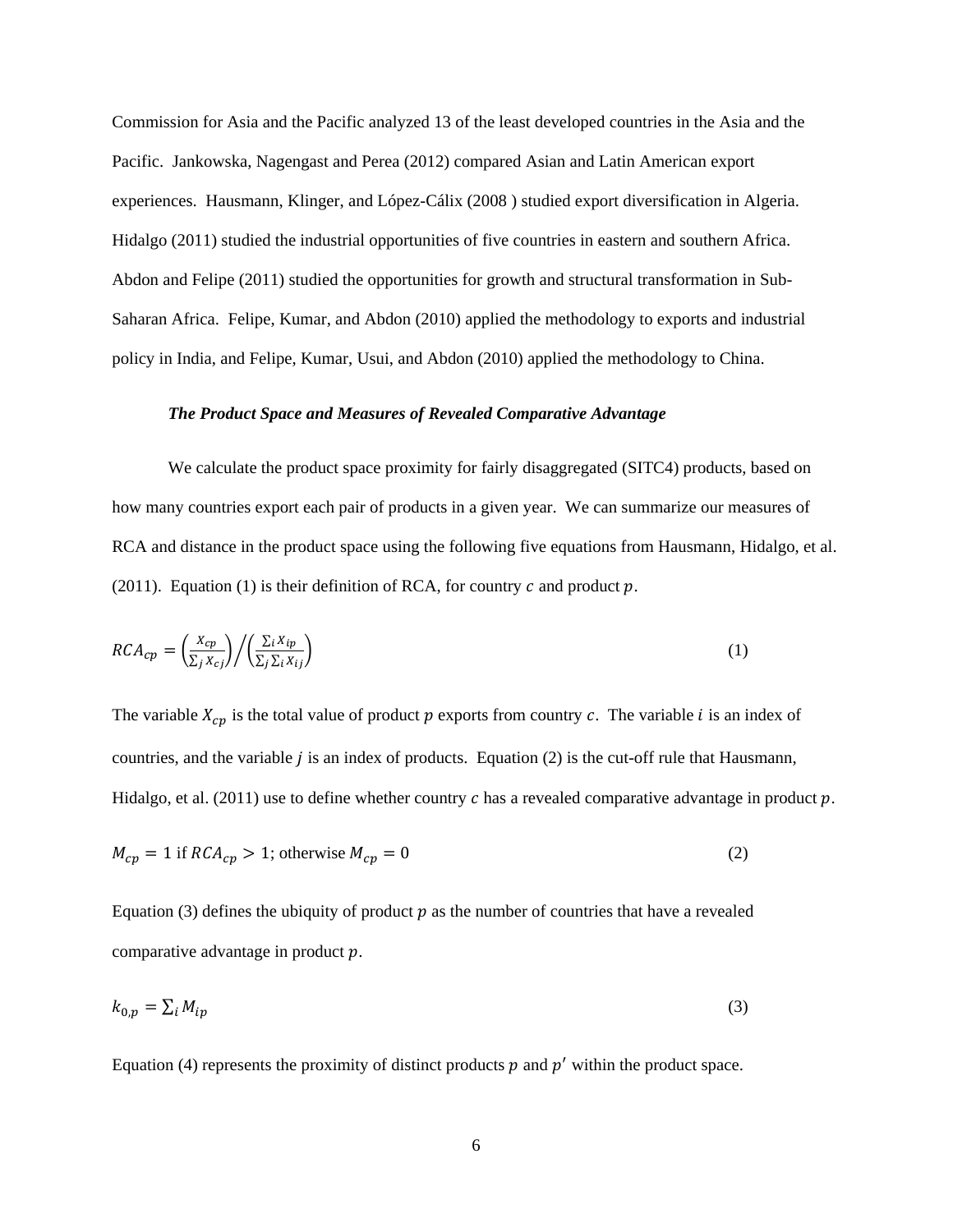Commission for Asia and the Pacific analyzed 13 of the least developed countries in the Asia and the Pacific. Jankowska, Nagengast and Perea (2012) compared Asian and Latin American export experiences. Hausmann, Klinger, and López-Cálix (2008 ) studied export diversification in Algeria. Hidalgo (2011) studied the industrial opportunities of five countries in eastern and southern Africa. Abdon and Felipe (2011) studied the opportunities for growth and structural transformation in Sub-Saharan Africa. Felipe, Kumar, and Abdon (2010) applied the methodology to exports and industrial policy in India, and Felipe, Kumar, Usui, and Abdon (2010) applied the methodology to China.

### ***The Product Space and Measures of Revealed Comparative Advantage***

We calculate the product space proximity for fairly disaggregated (SITC4) products, based on how many countries export each pair of products in a given year. We can summarize our measures of RCA and distance in the product space using the following five equations from Hausmann, Hidalgo, et al. (2011). Equation (1) is their definition of RCA, for country $c$ and product $p$.

$$RCA_{cp} = \left(\frac{X_{cp}}{\sum_j X_{cj}}\right) \Big/ \left(\frac{\sum_i X_{ip}}{\sum_j \sum_i X_{ij}}\right) \tag{1}$$

The variable $X_{cp}$ is the total value of product $p$ exports from country $c$. The variable $i$ is an index of countries, and the variable $j$ is an index of products. Equation (2) is the cut-off rule that Hausmann, Hidalgo, et al. (2011) use to define whether country $c$ has a revealed comparative advantage in product $p$.

$$M_{cp} = 1 \text{ if } RCA_{cp} > 1\text{; otherwise } M_{cp} = 0 \tag{2}$$

Equation (3) defines the ubiquity of product $p$ as the number of countries that have a revealed comparative advantage in product $p$.

$$k_{0,p} = \sum_i M_{ip} \tag{3}$$

Equation (4) represents the proximity of distinct products $p$ and $p'$ within the product space.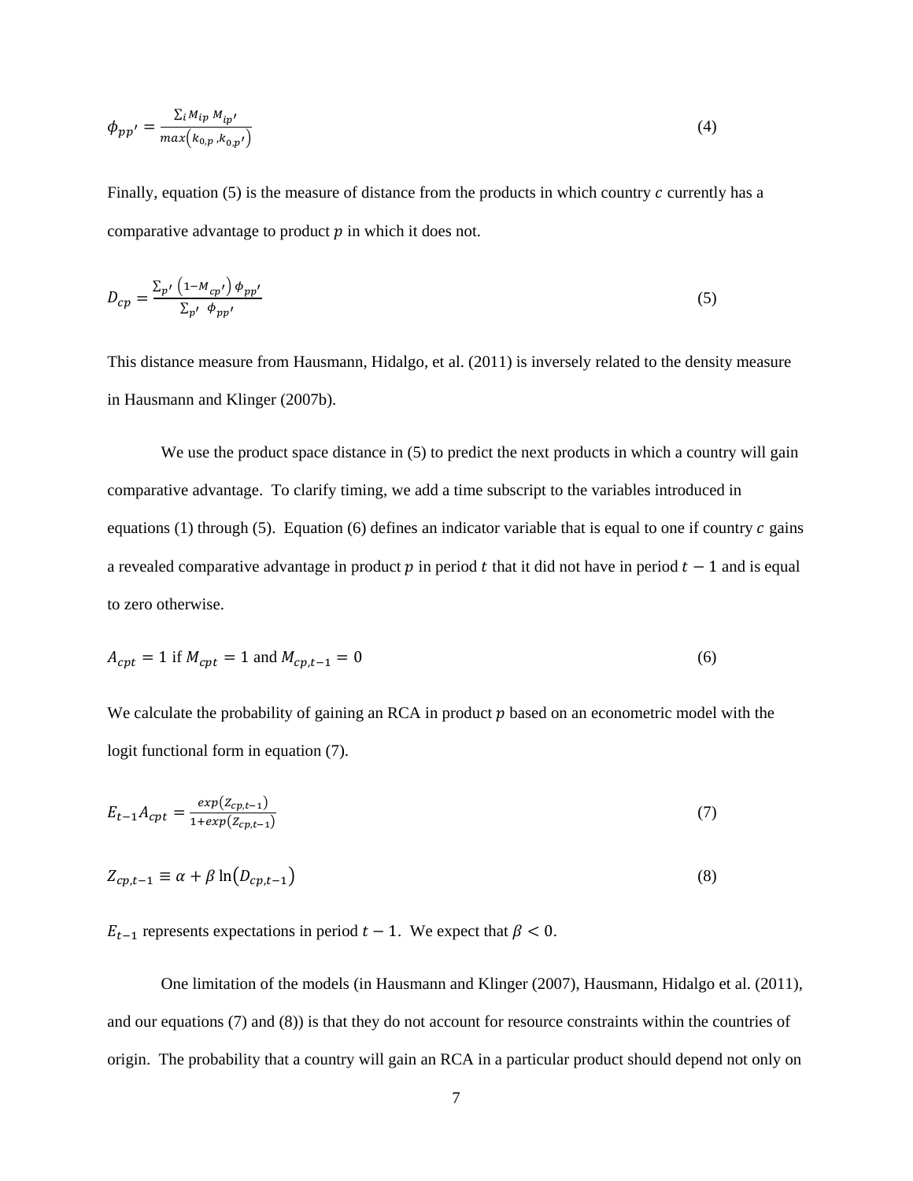$$\phi_{pp'} = \frac{\sum_i M_{ip}\, M_{ip'}}{max\left(k_{0,p}\, ,k_{0,p'}\right)} \tag{4}$$

Finally, equation (5) is the measure of distance from the products in which country $c$ currently has a comparative advantage to product $p$ in which it does not.

$$D_{cp} = \frac{\sum_{p'} \left(1-M_{cp'}\right) \phi_{pp'}}{\sum_{p'} \phi_{pp'}} \tag{5}$$

This distance measure from Hausmann, Hidalgo, et al. (2011) is inversely related to the density measure in Hausmann and Klinger (2007b).

We use the product space distance in (5) to predict the next products in which a country will gain comparative advantage. To clarify timing, we add a time subscript to the variables introduced in equations (1) through (5). Equation (6) defines an indicator variable that is equal to one if country $c$ gains a revealed comparative advantage in product $p$ in period $t$ that it did not have in period $t-1$ and is equal to zero otherwise.

$$A_{cpt} = 1 \text{ if } M_{cpt} = 1 \text{ and } M_{cp,t-1} = 0 \tag{6}$$

We calculate the probability of gaining an RCA in product $p$ based on an econometric model with the logit functional form in equation (7).

$$E_{t-1}A_{cpt} = \frac{exp(Z_{cp,t-1})}{1+exp(Z_{cp,t-1})} \tag{7}$$

$$Z_{cp,t-1} \equiv \alpha + \beta \ln\left(D_{cp,t-1}\right) \tag{8}$$

$E_{t-1}$ represents expectations in period $t-1$. We expect that $\beta < 0$.

One limitation of the models (in Hausmann and Klinger (2007), Hausmann, Hidalgo et al. (2011), and our equations (7) and (8)) is that they do not account for resource constraints within the countries of origin. The probability that a country will gain an RCA in a particular product should depend not only on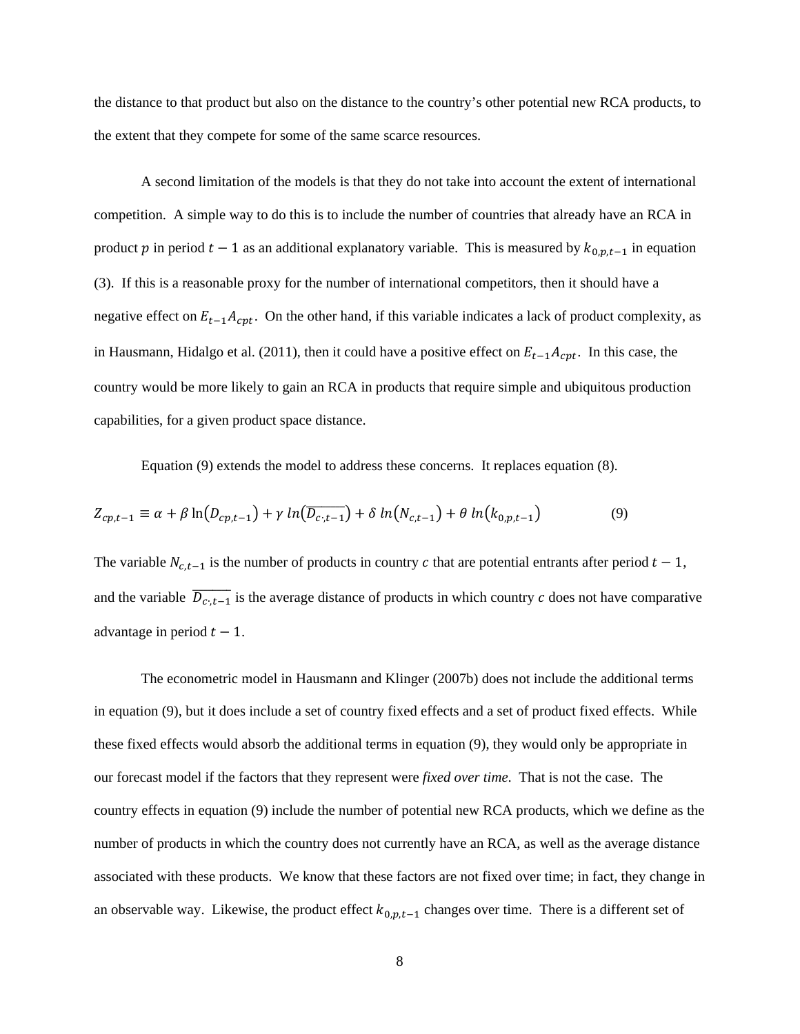the distance to that product but also on the distance to the country's other potential new RCA products, to the extent that they compete for some of the same scarce resources.

A second limitation of the models is that they do not take into account the extent of international competition. A simple way to do this is to include the number of countries that already have an RCA in product $p$ in period $t-1$ as an additional explanatory variable. This is measured by $k_{0,p,t-1}$ in equation (3). If this is a reasonable proxy for the number of international competitors, then it should have a negative effect on $E_{t-1}A_{cpt}$. On the other hand, if this variable indicates a lack of product complexity, as in Hausmann, Hidalgo et al. (2011), then it could have a positive effect on $E_{t-1}A_{cpt}$. In this case, the country would be more likely to gain an RCA in products that require simple and ubiquitous production capabilities, for a given product space distance.

Equation (9) extends the model to address these concerns. It replaces equation (8).

$$Z_{cp,t-1} \equiv \alpha + \beta \ln(D_{cp,t-1}) + \gamma \, ln(\overline{D_{c\cdot,t-1}}) + \delta \, ln(N_{c,t-1}) + \theta \, ln(k_{0,p,t-1}) \tag{9}$$

The variable $N_{c,t-1}$ is the number of products in country $c$ that are potential entrants after period $t-1$, and the variable $\overline{D_{c\cdot,t-1}}$ is the average distance of products in which country $c$ does not have comparative advantage in period $t-1$.

The econometric model in Hausmann and Klinger (2007b) does not include the additional terms in equation (9), but it does include a set of country fixed effects and a set of product fixed effects. While these fixed effects would absorb the additional terms in equation (9), they would only be appropriate in our forecast model if the factors that they represent were *fixed over time*. That is not the case. The country effects in equation (9) include the number of potential new RCA products, which we define as the number of products in which the country does not currently have an RCA, as well as the average distance associated with these products. We know that these factors are not fixed over time; in fact, they change in an observable way. Likewise, the product effect $k_{0,p,t-1}$ changes over time. There is a different set of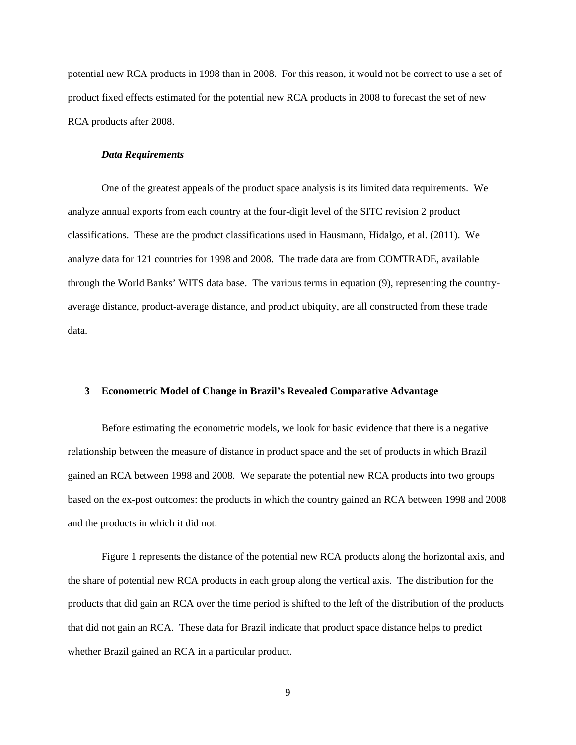potential new RCA products in 1998 than in 2008. For this reason, it would not be correct to use a set of product fixed effects estimated for the potential new RCA products in 2008 to forecast the set of new RCA products after 2008.

#### *Data Requirements*

One of the greatest appeals of the product space analysis is its limited data requirements. We analyze annual exports from each country at the four-digit level of the SITC revision 2 product classifications. These are the product classifications used in Hausmann, Hidalgo, et al. (2011). We analyze data for 121 countries for 1998 and 2008. The trade data are from COMTRADE, available through the World Banks' WITS data base. The various terms in equation (9), representing the country-average distance, product-average distance, and product ubiquity, are all constructed from these trade data.

## 3 Econometric Model of Change in Brazil's Revealed Comparative Advantage

Before estimating the econometric models, we look for basic evidence that there is a negative relationship between the measure of distance in product space and the set of products in which Brazil gained an RCA between 1998 and 2008. We separate the potential new RCA products into two groups based on the ex-post outcomes: the products in which the country gained an RCA between 1998 and 2008 and the products in which it did not.

Figure 1 represents the distance of the potential new RCA products along the horizontal axis, and the share of potential new RCA products in each group along the vertical axis. The distribution for the products that did gain an RCA over the time period is shifted to the left of the distribution of the products that did not gain an RCA. These data for Brazil indicate that product space distance helps to predict whether Brazil gained an RCA in a particular product.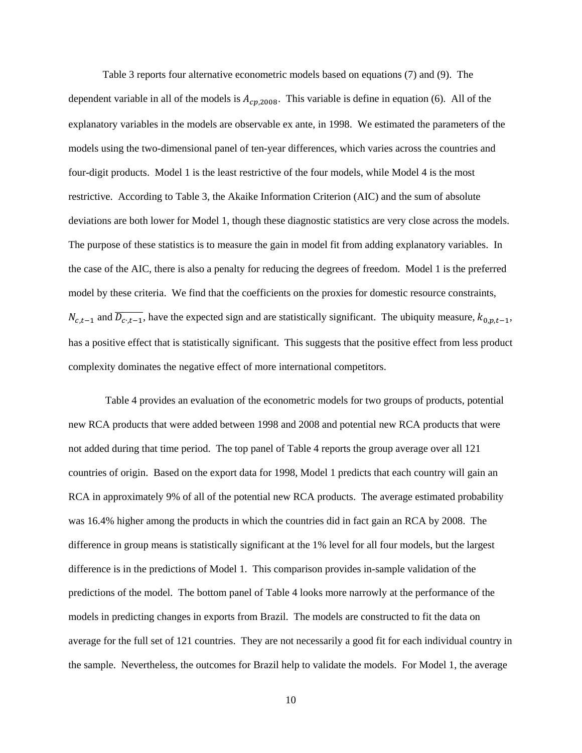Table 3 reports four alternative econometric models based on equations (7) and (9). The dependent variable in all of the models is $A_{cp,2008}$. This variable is define in equation (6). All of the explanatory variables in the models are observable ex ante, in 1998. We estimated the parameters of the models using the two-dimensional panel of ten-year differences, which varies across the countries and four-digit products. Model 1 is the least restrictive of the four models, while Model 4 is the most restrictive. According to Table 3, the Akaike Information Criterion (AIC) and the sum of absolute deviations are both lower for Model 1, though these diagnostic statistics are very close across the models. The purpose of these statistics is to measure the gain in model fit from adding explanatory variables. In the case of the AIC, there is also a penalty for reducing the degrees of freedom. Model 1 is the preferred model by these criteria. We find that the coefficients on the proxies for domestic resource constraints, $N_{c,t-1}$ and $\overline{D_{c\cdot,t-1}}$, have the expected sign and are statistically significant. The ubiquity measure, $k_{0,p,t-1}$, has a positive effect that is statistically significant. This suggests that the positive effect from less product complexity dominates the negative effect of more international competitors.

Table 4 provides an evaluation of the econometric models for two groups of products, potential new RCA products that were added between 1998 and 2008 and potential new RCA products that were not added during that time period. The top panel of Table 4 reports the group average over all 121 countries of origin. Based on the export data for 1998, Model 1 predicts that each country will gain an RCA in approximately 9% of all of the potential new RCA products. The average estimated probability was 16.4% higher among the products in which the countries did in fact gain an RCA by 2008. The difference in group means is statistically significant at the 1% level for all four models, but the largest difference is in the predictions of Model 1. This comparison provides in-sample validation of the predictions of the model. The bottom panel of Table 4 looks more narrowly at the performance of the models in predicting changes in exports from Brazil. The models are constructed to fit the data on average for the full set of 121 countries. They are not necessarily a good fit for each individual country in the sample. Nevertheless, the outcomes for Brazil help to validate the models. For Model 1, the average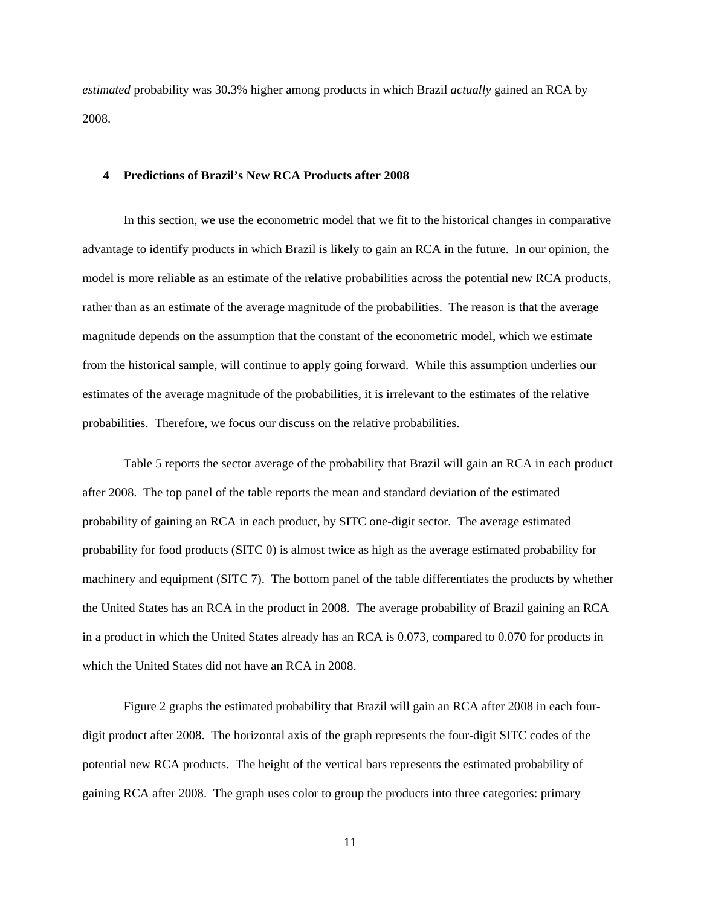*estimated* probability was 30.3% higher among products in which Brazil *actually* gained an RCA by 2008.

## 4 Predictions of Brazil's New RCA Products after 2008

In this section, we use the econometric model that we fit to the historical changes in comparative advantage to identify products in which Brazil is likely to gain an RCA in the future. In our opinion, the model is more reliable as an estimate of the relative probabilities across the potential new RCA products, rather than as an estimate of the average magnitude of the probabilities. The reason is that the average magnitude depends on the assumption that the constant of the econometric model, which we estimate from the historical sample, will continue to apply going forward. While this assumption underlies our estimates of the average magnitude of the probabilities, it is irrelevant to the estimates of the relative probabilities. Therefore, we focus our discuss on the relative probabilities.

Table 5 reports the sector average of the probability that Brazil will gain an RCA in each product after 2008. The top panel of the table reports the mean and standard deviation of the estimated probability of gaining an RCA in each product, by SITC one-digit sector. The average estimated probability for food products (SITC 0) is almost twice as high as the average estimated probability for machinery and equipment (SITC 7). The bottom panel of the table differentiates the products by whether the United States has an RCA in the product in 2008. The average probability of Brazil gaining an RCA in a product in which the United States already has an RCA is 0.073, compared to 0.070 for products in which the United States did not have an RCA in 2008.

Figure 2 graphs the estimated probability that Brazil will gain an RCA after 2008 in each four-digit product after 2008. The horizontal axis of the graph represents the four-digit SITC codes of the potential new RCA products. The height of the vertical bars represents the estimated probability of gaining RCA after 2008. The graph uses color to group the products into three categories: primary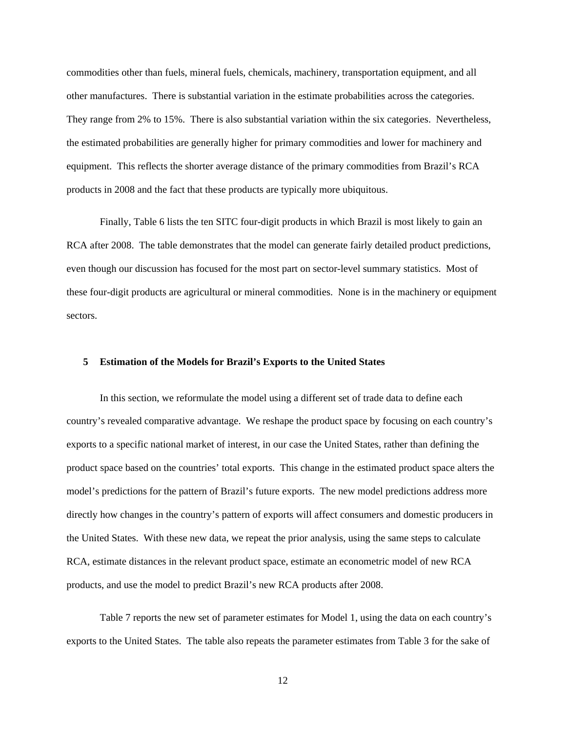commodities other than fuels, mineral fuels, chemicals, machinery, transportation equipment, and all other manufactures. There is substantial variation in the estimate probabilities across the categories. They range from 2% to 15%. There is also substantial variation within the six categories. Nevertheless, the estimated probabilities are generally higher for primary commodities and lower for machinery and equipment. This reflects the shorter average distance of the primary commodities from Brazil's RCA products in 2008 and the fact that these products are typically more ubiquitous.

Finally, Table 6 lists the ten SITC four-digit products in which Brazil is most likely to gain an RCA after 2008. The table demonstrates that the model can generate fairly detailed product predictions, even though our discussion has focused for the most part on sector-level summary statistics. Most of these four-digit products are agricultural or mineral commodities. None is in the machinery or equipment sectors.

## 5 Estimation of the Models for Brazil's Exports to the United States

In this section, we reformulate the model using a different set of trade data to define each country's revealed comparative advantage. We reshape the product space by focusing on each country's exports to a specific national market of interest, in our case the United States, rather than defining the product space based on the countries' total exports. This change in the estimated product space alters the model's predictions for the pattern of Brazil's future exports. The new model predictions address more directly how changes in the country's pattern of exports will affect consumers and domestic producers in the United States. With these new data, we repeat the prior analysis, using the same steps to calculate RCA, estimate distances in the relevant product space, estimate an econometric model of new RCA products, and use the model to predict Brazil's new RCA products after 2008.

Table 7 reports the new set of parameter estimates for Model 1, using the data on each country's exports to the United States. The table also repeats the parameter estimates from Table 3 for the sake of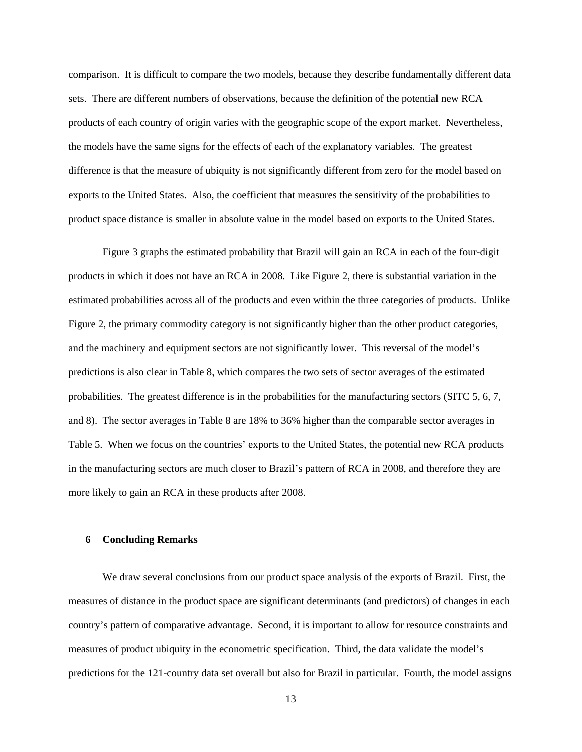comparison. It is difficult to compare the two models, because they describe fundamentally different data sets. There are different numbers of observations, because the definition of the potential new RCA products of each country of origin varies with the geographic scope of the export market. Nevertheless, the models have the same signs for the effects of each of the explanatory variables. The greatest difference is that the measure of ubiquity is not significantly different from zero for the model based on exports to the United States. Also, the coefficient that measures the sensitivity of the probabilities to product space distance is smaller in absolute value in the model based on exports to the United States.

Figure 3 graphs the estimated probability that Brazil will gain an RCA in each of the four-digit products in which it does not have an RCA in 2008. Like Figure 2, there is substantial variation in the estimated probabilities across all of the products and even within the three categories of products. Unlike Figure 2, the primary commodity category is not significantly higher than the other product categories, and the machinery and equipment sectors are not significantly lower. This reversal of the model's predictions is also clear in Table 8, which compares the two sets of sector averages of the estimated probabilities. The greatest difference is in the probabilities for the manufacturing sectors (SITC 5, 6, 7, and 8). The sector averages in Table 8 are 18% to 36% higher than the comparable sector averages in Table 5. When we focus on the countries' exports to the United States, the potential new RCA products in the manufacturing sectors are much closer to Brazil's pattern of RCA in 2008, and therefore they are more likely to gain an RCA in these products after 2008.

## 6 Concluding Remarks

We draw several conclusions from our product space analysis of the exports of Brazil. First, the measures of distance in the product space are significant determinants (and predictors) of changes in each country's pattern of comparative advantage. Second, it is important to allow for resource constraints and measures of product ubiquity in the econometric specification. Third, the data validate the model's predictions for the 121-country data set overall but also for Brazil in particular. Fourth, the model assigns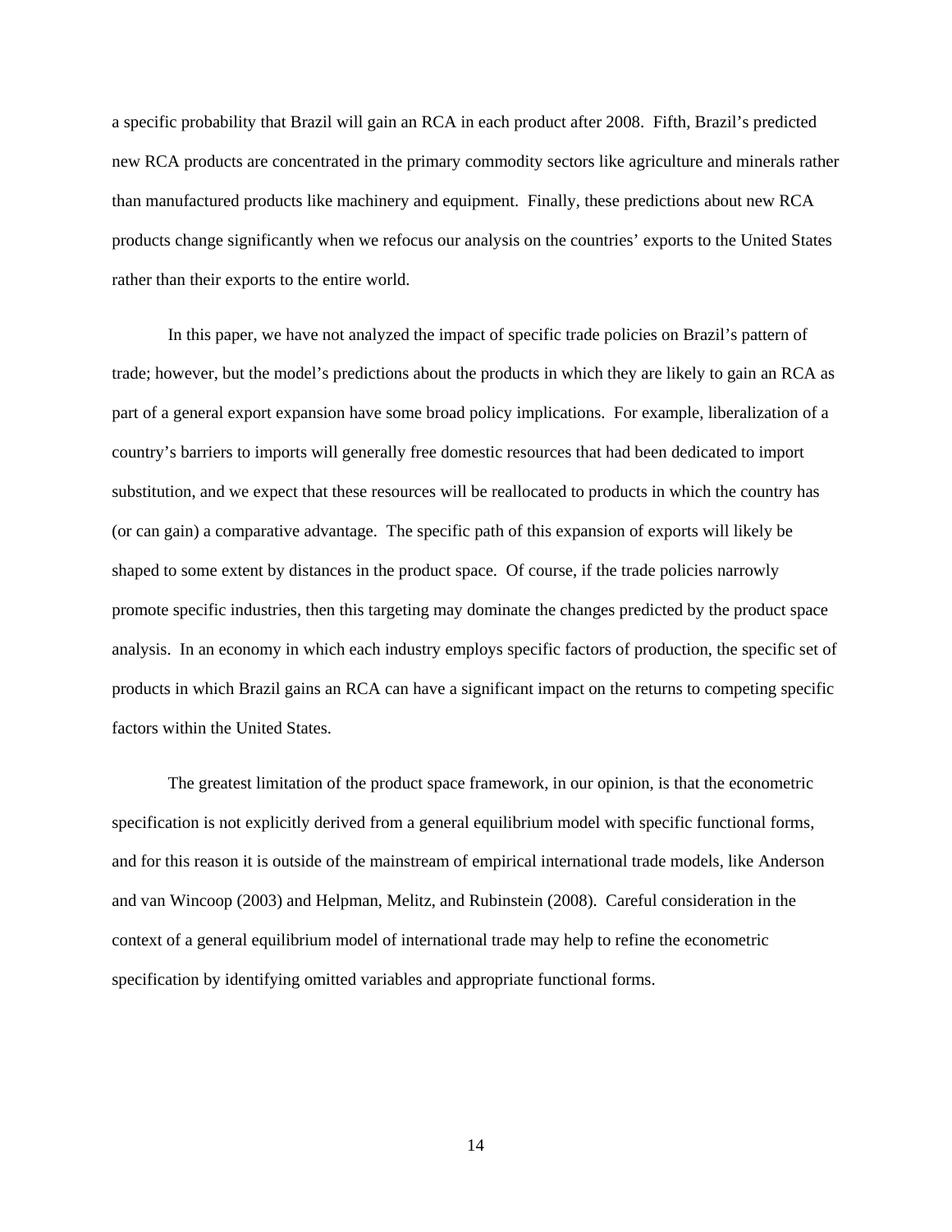a specific probability that Brazil will gain an RCA in each product after 2008. Fifth, Brazil's predicted new RCA products are concentrated in the primary commodity sectors like agriculture and minerals rather than manufactured products like machinery and equipment. Finally, these predictions about new RCA products change significantly when we refocus our analysis on the countries' exports to the United States rather than their exports to the entire world.

In this paper, we have not analyzed the impact of specific trade policies on Brazil's pattern of trade; however, but the model's predictions about the products in which they are likely to gain an RCA as part of a general export expansion have some broad policy implications. For example, liberalization of a country's barriers to imports will generally free domestic resources that had been dedicated to import substitution, and we expect that these resources will be reallocated to products in which the country has (or can gain) a comparative advantage. The specific path of this expansion of exports will likely be shaped to some extent by distances in the product space. Of course, if the trade policies narrowly promote specific industries, then this targeting may dominate the changes predicted by the product space analysis. In an economy in which each industry employs specific factors of production, the specific set of products in which Brazil gains an RCA can have a significant impact on the returns to competing specific factors within the United States.

The greatest limitation of the product space framework, in our opinion, is that the econometric specification is not explicitly derived from a general equilibrium model with specific functional forms, and for this reason it is outside of the mainstream of empirical international trade models, like Anderson and van Wincoop (2003) and Helpman, Melitz, and Rubinstein (2008). Careful consideration in the context of a general equilibrium model of international trade may help to refine the econometric specification by identifying omitted variables and appropriate functional forms.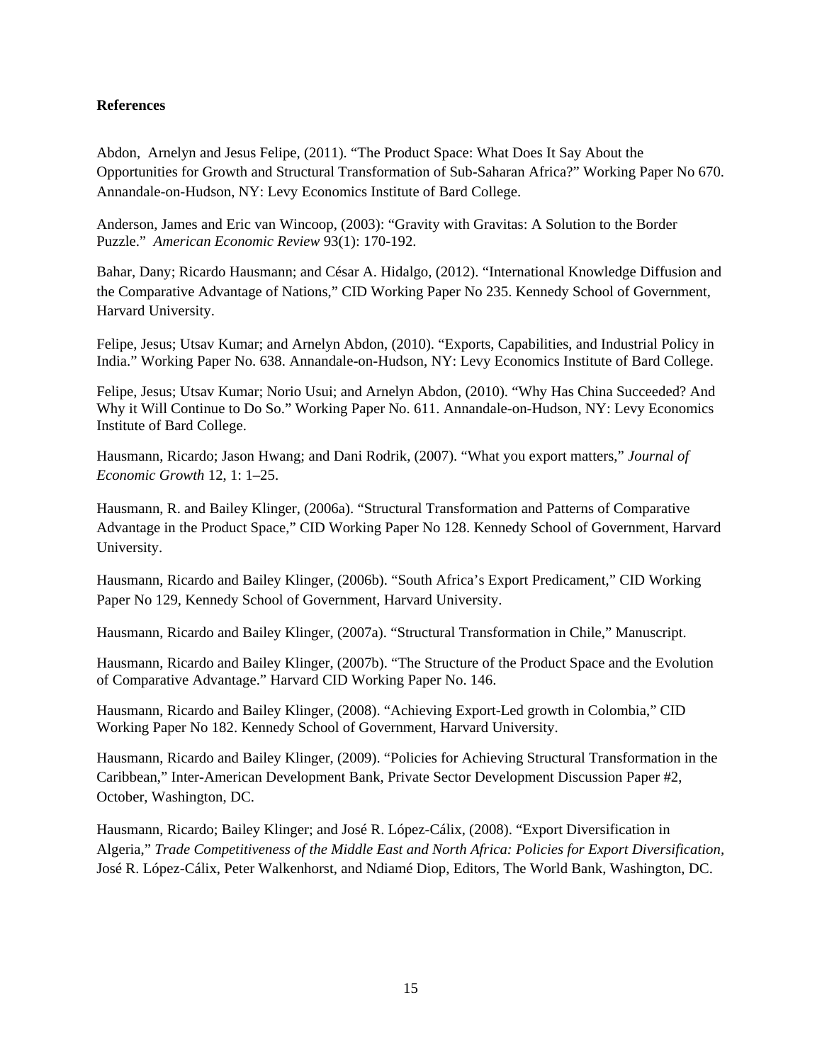**References**

Abdon, Arnelyn and Jesus Felipe, (2011). "The Product Space: What Does It Say About the Opportunities for Growth and Structural Transformation of Sub-Saharan Africa?" Working Paper No 670. Annandale-on-Hudson, NY: Levy Economics Institute of Bard College.

Anderson, James and Eric van Wincoop, (2003): "Gravity with Gravitas: A Solution to the Border Puzzle." *American Economic Review* 93(1): 170-192.

Bahar, Dany; Ricardo Hausmann; and César A. Hidalgo, (2012). "International Knowledge Diffusion and the Comparative Advantage of Nations," CID Working Paper No 235. Kennedy School of Government, Harvard University.

Felipe, Jesus; Utsav Kumar; and Arnelyn Abdon, (2010). "Exports, Capabilities, and Industrial Policy in India." Working Paper No. 638. Annandale-on-Hudson, NY: Levy Economics Institute of Bard College.

Felipe, Jesus; Utsav Kumar; Norio Usui; and Arnelyn Abdon, (2010). "Why Has China Succeeded? And Why it Will Continue to Do So." Working Paper No. 611. Annandale-on-Hudson, NY: Levy Economics Institute of Bard College.

Hausmann, Ricardo; Jason Hwang; and Dani Rodrik, (2007). "What you export matters," *Journal of Economic Growth* 12, 1: 1–25.

Hausmann, R. and Bailey Klinger, (2006a). "Structural Transformation and Patterns of Comparative Advantage in the Product Space," CID Working Paper No 128. Kennedy School of Government, Harvard University.

Hausmann, Ricardo and Bailey Klinger, (2006b). "South Africa's Export Predicament," CID Working Paper No 129, Kennedy School of Government, Harvard University.

Hausmann, Ricardo and Bailey Klinger, (2007a). "Structural Transformation in Chile," Manuscript.

Hausmann, Ricardo and Bailey Klinger, (2007b). "The Structure of the Product Space and the Evolution of Comparative Advantage." Harvard CID Working Paper No. 146.

Hausmann, Ricardo and Bailey Klinger, (2008). "Achieving Export-Led growth in Colombia," CID Working Paper No 182. Kennedy School of Government, Harvard University.

Hausmann, Ricardo and Bailey Klinger, (2009). "Policies for Achieving Structural Transformation in the Caribbean," Inter-American Development Bank, Private Sector Development Discussion Paper #2, October, Washington, DC.

Hausmann, Ricardo; Bailey Klinger; and José R. López-Cálix, (2008). "Export Diversification in Algeria," *Trade Competitiveness of the Middle East and North Africa: Policies for Export Diversification,* José R. López-Cálix, Peter Walkenhorst, and Ndiamé Diop, Editors, The World Bank, Washington, DC.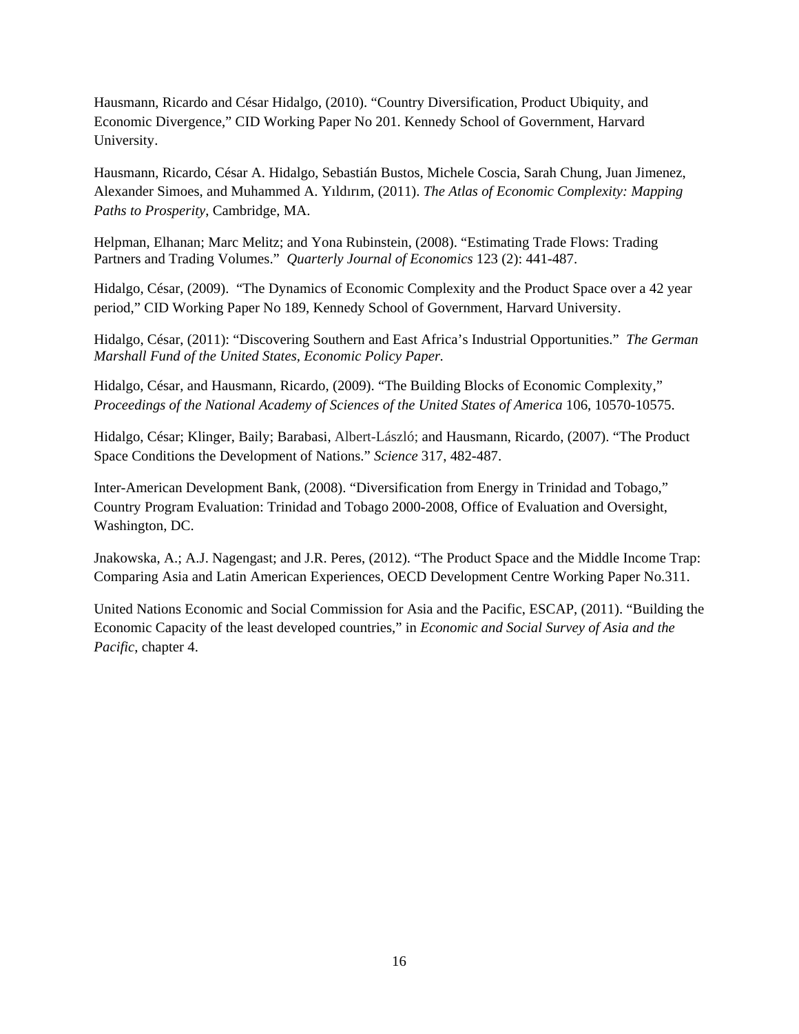Hausmann, Ricardo and César Hidalgo, (2010). "Country Diversification, Product Ubiquity, and Economic Divergence," CID Working Paper No 201. Kennedy School of Government, Harvard University.

Hausmann, Ricardo, César A. Hidalgo, Sebastián Bustos, Michele Coscia, Sarah Chung, Juan Jimenez, Alexander Simoes, and Muhammed A. Yıldırım, (2011). *The Atlas of Economic Complexity: Mapping Paths to Prosperity*, Cambridge, MA.

Helpman, Elhanan; Marc Melitz; and Yona Rubinstein, (2008). "Estimating Trade Flows: Trading Partners and Trading Volumes." *Quarterly Journal of Economics* 123 (2): 441-487.

Hidalgo, César, (2009). "The Dynamics of Economic Complexity and the Product Space over a 42 year period," CID Working Paper No 189, Kennedy School of Government, Harvard University.

Hidalgo, César, (2011): "Discovering Southern and East Africa's Industrial Opportunities." *The German Marshall Fund of the United States, Economic Policy Paper.*

Hidalgo, César, and Hausmann, Ricardo, (2009). "The Building Blocks of Economic Complexity," *Proceedings of the National Academy of Sciences of the United States of America* 106, 10570-10575.

Hidalgo, César; Klinger, Baily; Barabasi, Albert-László; and Hausmann, Ricardo, (2007). "The Product Space Conditions the Development of Nations." *Science* 317, 482-487.

Inter-American Development Bank, (2008). "Diversification from Energy in Trinidad and Tobago," Country Program Evaluation: Trinidad and Tobago 2000-2008, Office of Evaluation and Oversight, Washington, DC.

Jnakowska, A.; A.J. Nagengast; and J.R. Peres, (2012). "The Product Space and the Middle Income Trap: Comparing Asia and Latin American Experiences, OECD Development Centre Working Paper No.311.

United Nations Economic and Social Commission for Asia and the Pacific, ESCAP, (2011). "Building the Economic Capacity of the least developed countries," in *Economic and Social Survey of Asia and the Pacific*, chapter 4.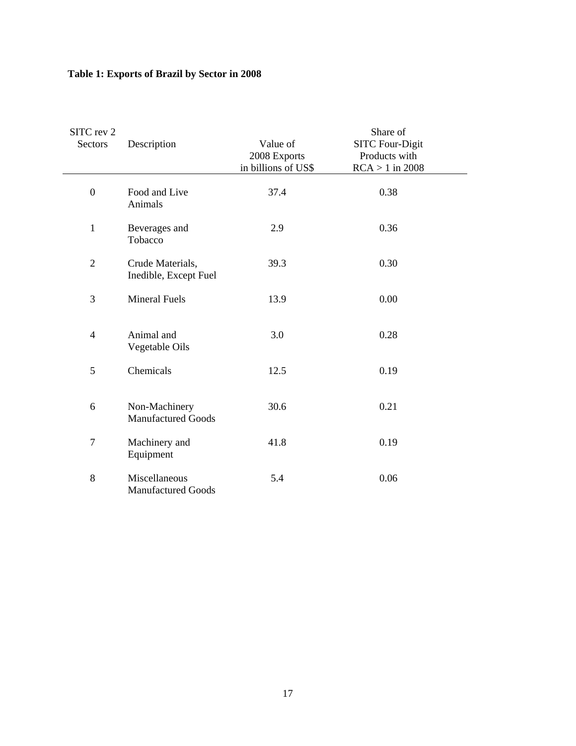**Table 1: Exports of Brazil by Sector in 2008**

| SITC rev 2 Sectors | Description | Value of 2008 Exports in billions of US$ | Share of SITC Four-Digit Products with RCA > 1 in 2008 |
|---|---|---|---|
| 0 | Food and Live Animals | 37.4 | 0.38 |
| 1 | Beverages and Tobacco | 2.9 | 0.36 |
| 2 | Crude Materials, Inedible, Except Fuel | 39.3 | 0.30 |
| 3 | Mineral Fuels | 13.9 | 0.00 |
| 4 | Animal and Vegetable Oils | 3.0 | 0.28 |
| 5 | Chemicals | 12.5 | 0.19 |
| 6 | Non-Machinery Manufactured Goods | 30.6 | 0.21 |
| 7 | Machinery and Equipment | 41.8 | 0.19 |
| 8 | Miscellaneous Manufactured Goods | 5.4 | 0.06 |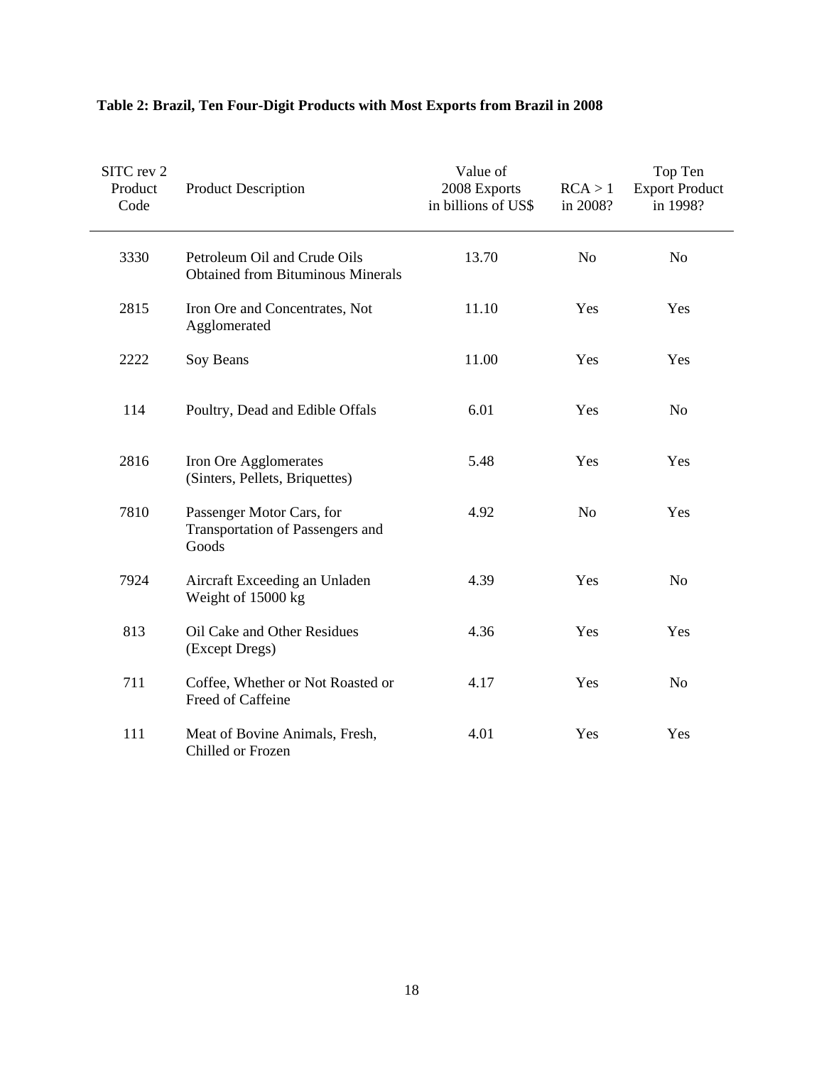**Table 2: Brazil, Ten Four-Digit Products with Most Exports from Brazil in 2008**

| SITC rev 2 Product Code | Product Description | Value of 2008 Exports in billions of US$ | RCA > 1 in 2008? | Top Ten Export Product in 1998? |
|---|---|---|---|---|
| 3330 | Petroleum Oil and Crude Oils Obtained from Bituminous Minerals | 13.70 | No | No |
| 2815 | Iron Ore and Concentrates, Not Agglomerated | 11.10 | Yes | Yes |
| 2222 | Soy Beans | 11.00 | Yes | Yes |
| 114 | Poultry, Dead and Edible Offals | 6.01 | Yes | No |
| 2816 | Iron Ore Agglomerates (Sinters, Pellets, Briquettes) | 5.48 | Yes | Yes |
| 7810 | Passenger Motor Cars, for Transportation of Passengers and Goods | 4.92 | No | Yes |
| 7924 | Aircraft Exceeding an Unladen Weight of 15000 kg | 4.39 | Yes | No |
| 813 | Oil Cake and Other Residues (Except Dregs) | 4.36 | Yes | Yes |
| 711 | Coffee, Whether or Not Roasted or Freed of Caffeine | 4.17 | Yes | No |
| 111 | Meat of Bovine Animals, Fresh, Chilled or Frozen | 4.01 | Yes | Yes |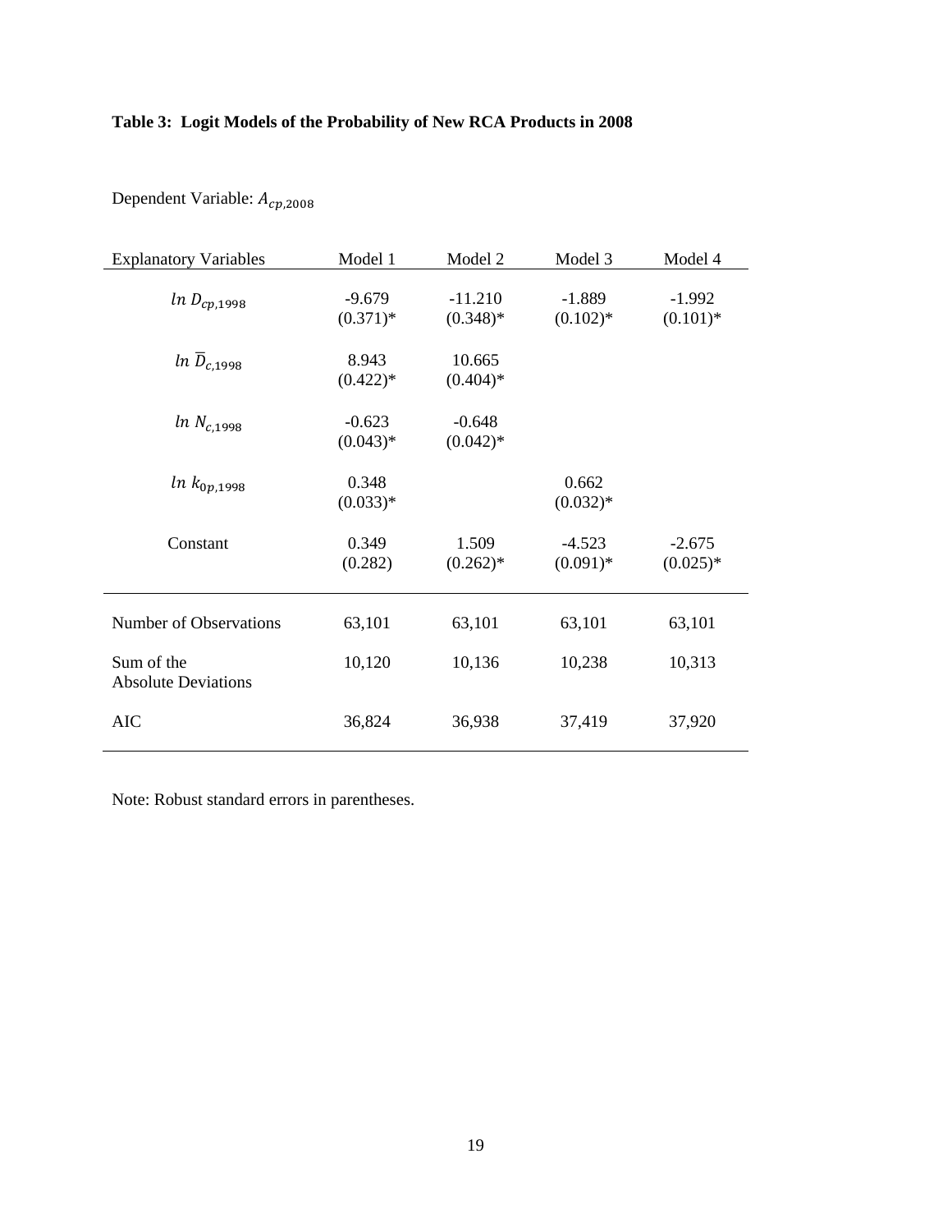**Table 3: Logit Models of the Probability of New RCA Products in 2008**

Dependent Variable: $A_{cp,2008}$

| Explanatory Variables | Model 1 | Model 2 | Model 3 | Model 4 |
|---|---|---|---|---|
| $ln\ D_{cp,1998}$ | -9.679 (0.371)* | -11.210 (0.348)* | -1.889 (0.102)* | -1.992 (0.101)* |
| $ln\ \overline{D}_{c,1998}$ | 8.943 (0.422)* | 10.665 (0.404)* | | |
| $ln\ N_{c,1998}$ | -0.623 (0.043)* | -0.648 (0.042)* | | |
| $ln\ k_{0p,1998}$ | 0.348 (0.033)* | | 0.662 (0.032)* | |
| Constant | 0.349 (0.282) | 1.509 (0.262)* | -4.523 (0.091)* | -2.675 (0.025)* |
| Number of Observations | 63,101 | 63,101 | 63,101 | 63,101 |
| Sum of the Absolute Deviations | 10,120 | 10,136 | 10,238 | 10,313 |
| AIC | 36,824 | 36,938 | 37,419 | 37,920 |

Note: Robust standard errors in parentheses.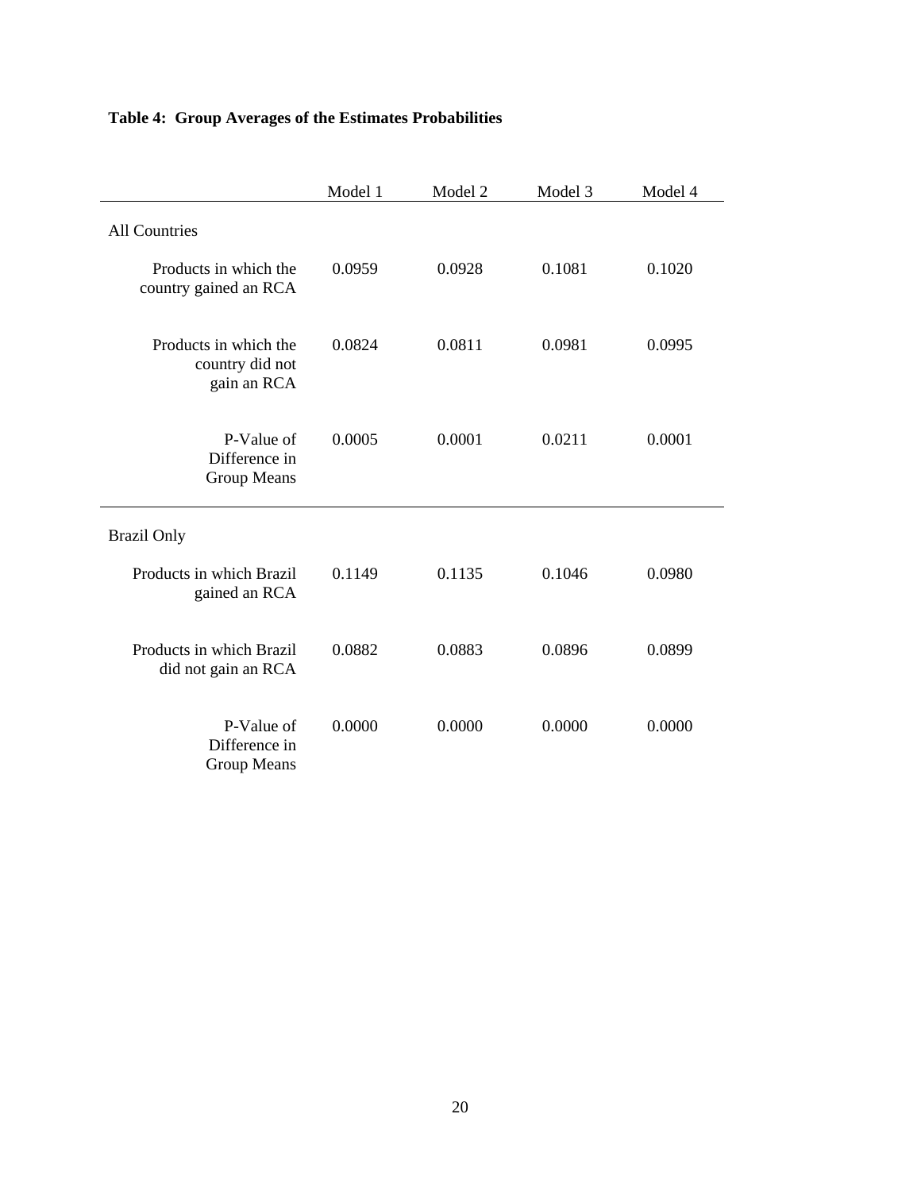**Table 4: Group Averages of the Estimates Probabilities**

| | Model 1 | Model 2 | Model 3 | Model 4 |
|---|---|---|---|---|
| All Countries | | | | |
| Products in which the country gained an RCA | 0.0959 | 0.0928 | 0.1081 | 0.1020 |
| Products in which the country did not gain an RCA | 0.0824 | 0.0811 | 0.0981 | 0.0995 |
| P-Value of Difference in Group Means | 0.0005 | 0.0001 | 0.0211 | 0.0001 |
| Brazil Only | | | | |
| Products in which Brazil gained an RCA | 0.1149 | 0.1135 | 0.1046 | 0.0980 |
| Products in which Brazil did not gain an RCA | 0.0882 | 0.0883 | 0.0896 | 0.0899 |
| P-Value of Difference in Group Means | 0.0000 | 0.0000 | 0.0000 | 0.0000 |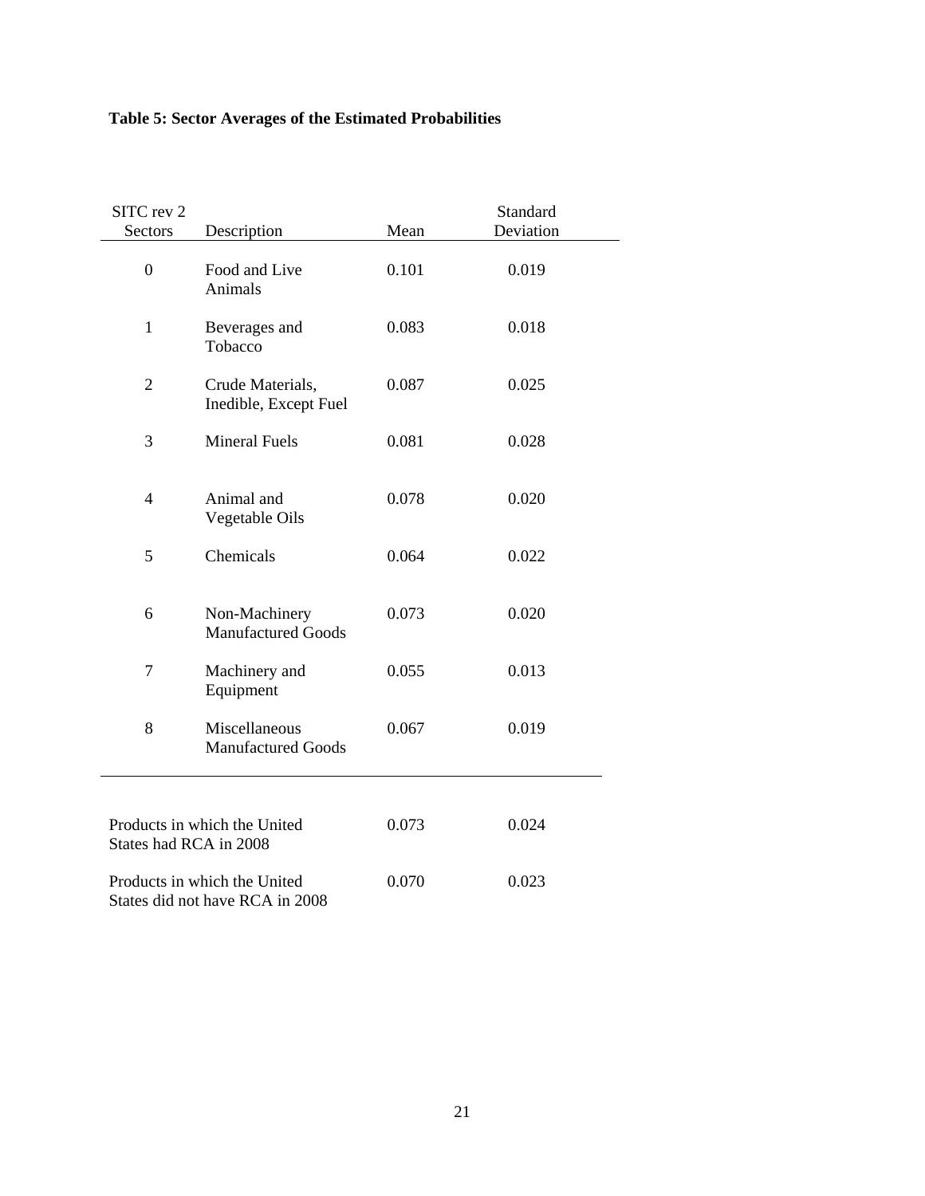**Table 5: Sector Averages of the Estimated Probabilities**

| SITC rev 2 Sectors | Description | Mean | Standard Deviation |
|---|---|---|---|
| 0 | Food and Live Animals | 0.101 | 0.019 |
| 1 | Beverages and Tobacco | 0.083 | 0.018 |
| 2 | Crude Materials, Inedible, Except Fuel | 0.087 | 0.025 |
| 3 | Mineral Fuels | 0.081 | 0.028 |
| 4 | Animal and Vegetable Oils | 0.078 | 0.020 |
| 5 | Chemicals | 0.064 | 0.022 |
| 6 | Non-Machinery Manufactured Goods | 0.073 | 0.020 |
| 7 | Machinery and Equipment | 0.055 | 0.013 |
| 8 | Miscellaneous Manufactured Goods | 0.067 | 0.019 |
| Products in which the United States had RCA in 2008 | | 0.073 | 0.024 |
| Products in which the United States did not have RCA in 2008 | | 0.070 | 0.023 |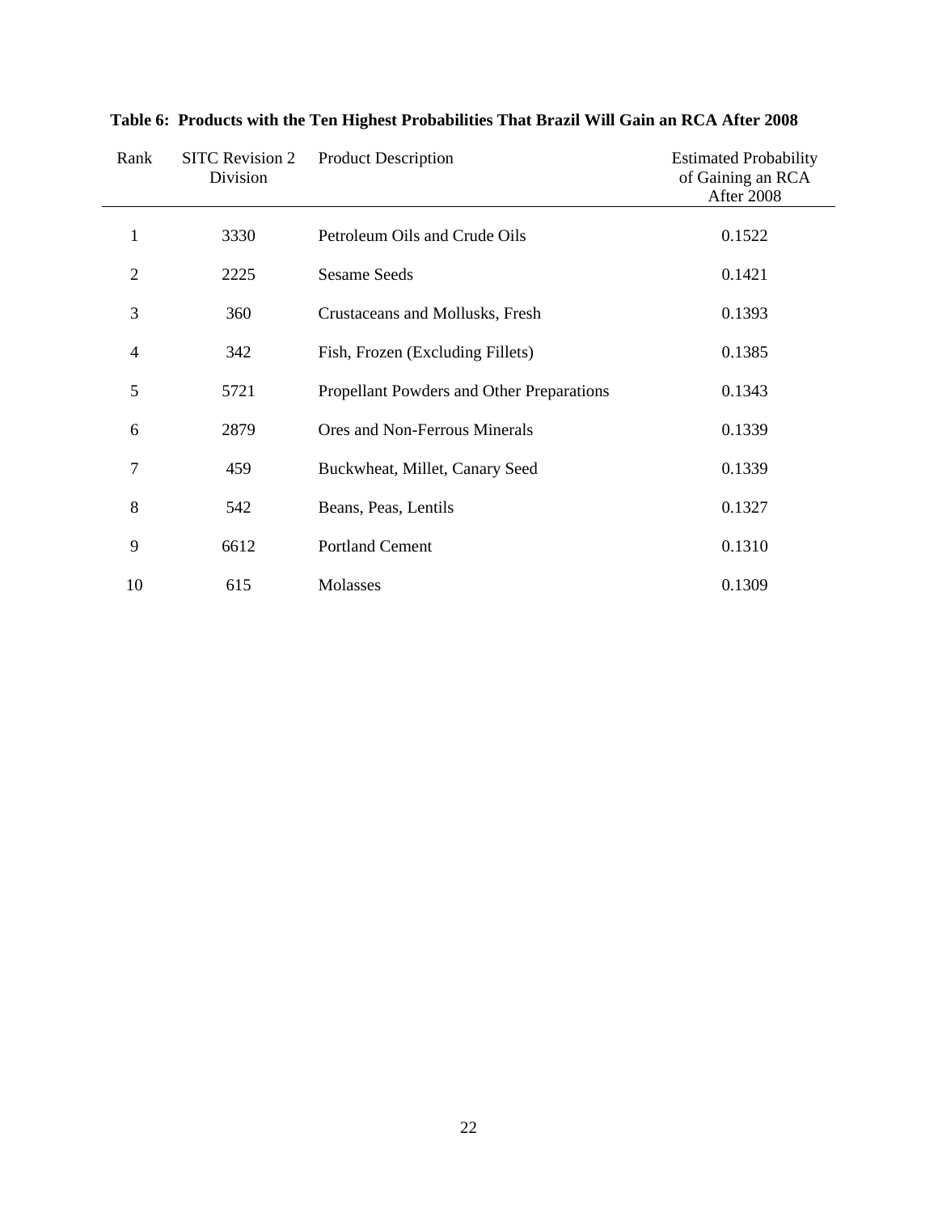**Table 6: Products with the Ten Highest Probabilities That Brazil Will Gain an RCA After 2008**

| Rank | SITC Revision 2 Division | Product Description | Estimated Probability of Gaining an RCA After 2008 |
|---|---|---|---|
| 1 | 3330 | Petroleum Oils and Crude Oils | 0.1522 |
| 2 | 2225 | Sesame Seeds | 0.1421 |
| 3 | 360 | Crustaceans and Mollusks, Fresh | 0.1393 |
| 4 | 342 | Fish, Frozen (Excluding Fillets) | 0.1385 |
| 5 | 5721 | Propellant Powders and Other Preparations | 0.1343 |
| 6 | 2879 | Ores and Non-Ferrous Minerals | 0.1339 |
| 7 | 459 | Buckwheat, Millet, Canary Seed | 0.1339 |
| 8 | 542 | Beans, Peas, Lentils | 0.1327 |
| 9 | 6612 | Portland Cement | 0.1310 |
| 10 | 615 | Molasses | 0.1309 |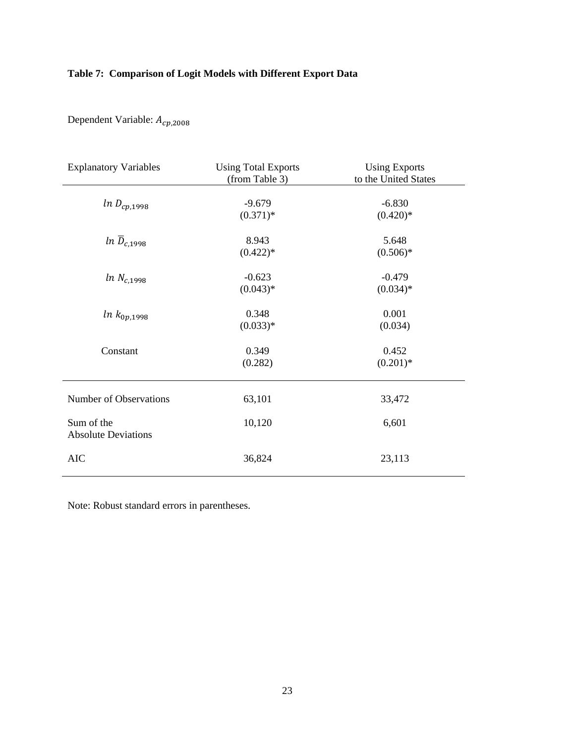**Table 7: Comparison of Logit Models with Different Export Data**

Dependent Variable: $A_{cp,2008}$

| Explanatory Variables | Using Total Exports (from Table 3) | Using Exports to the United States |
|---|---|---|
| $ln\ D_{cp,1998}$ | -9.679 | -6.830 |
| | (0.371)* | (0.420)* |
| $ln\ \overline{D}_{c,1998}$ | 8.943 | 5.648 |
| | (0.422)* | (0.506)* |
| $ln\ N_{c,1998}$ | -0.623 | -0.479 |
| | (0.043)* | (0.034)* |
| $ln\ k_{0p,1998}$ | 0.348 | 0.001 |
| | (0.033)* | (0.034) |
| Constant | 0.349 | 0.452 |
| | (0.282) | (0.201)* |
| Number of Observations | 63,101 | 33,472 |
| Sum of the Absolute Deviations | 10,120 | 6,601 |
| AIC | 36,824 | 23,113 |

Note: Robust standard errors in parentheses.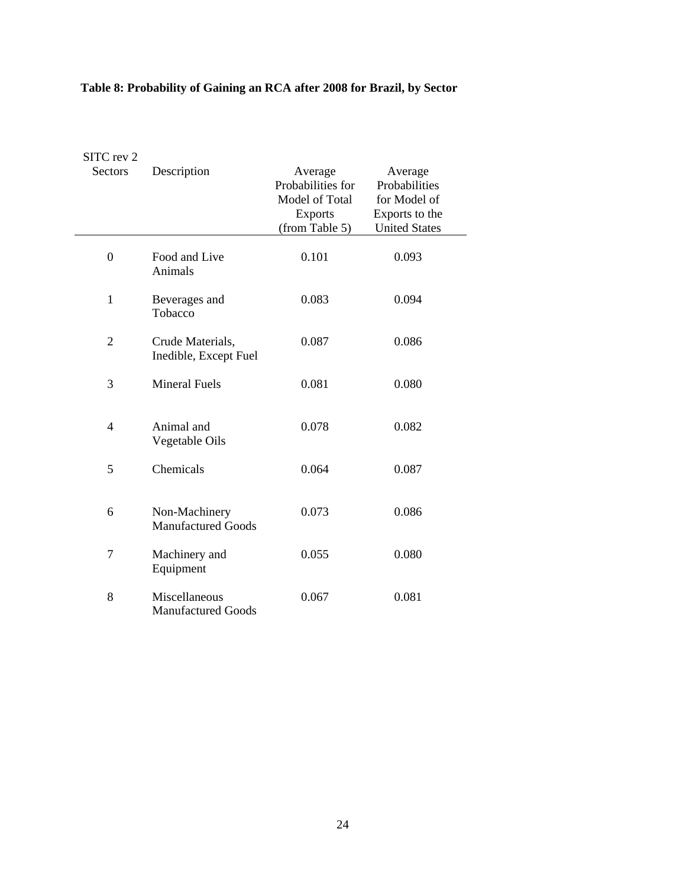**Table 8: Probability of Gaining an RCA after 2008 for Brazil, by Sector**

| SITC rev 2 Sectors | Description | Average Probabilities for Model of Total Exports (from Table 5) | Average Probabilities for Model of Exports to the United States |
|---|---|---|---|
| 0 | Food and Live Animals | 0.101 | 0.093 |
| 1 | Beverages and Tobacco | 0.083 | 0.094 |
| 2 | Crude Materials, Inedible, Except Fuel | 0.087 | 0.086 |
| 3 | Mineral Fuels | 0.081 | 0.080 |
| 4 | Animal and Vegetable Oils | 0.078 | 0.082 |
| 5 | Chemicals | 0.064 | 0.087 |
| 6 | Non-Machinery Manufactured Goods | 0.073 | 0.086 |
| 7 | Machinery and Equipment | 0.055 | 0.080 |
| 8 | Miscellaneous Manufactured Goods | 0.067 | 0.081 |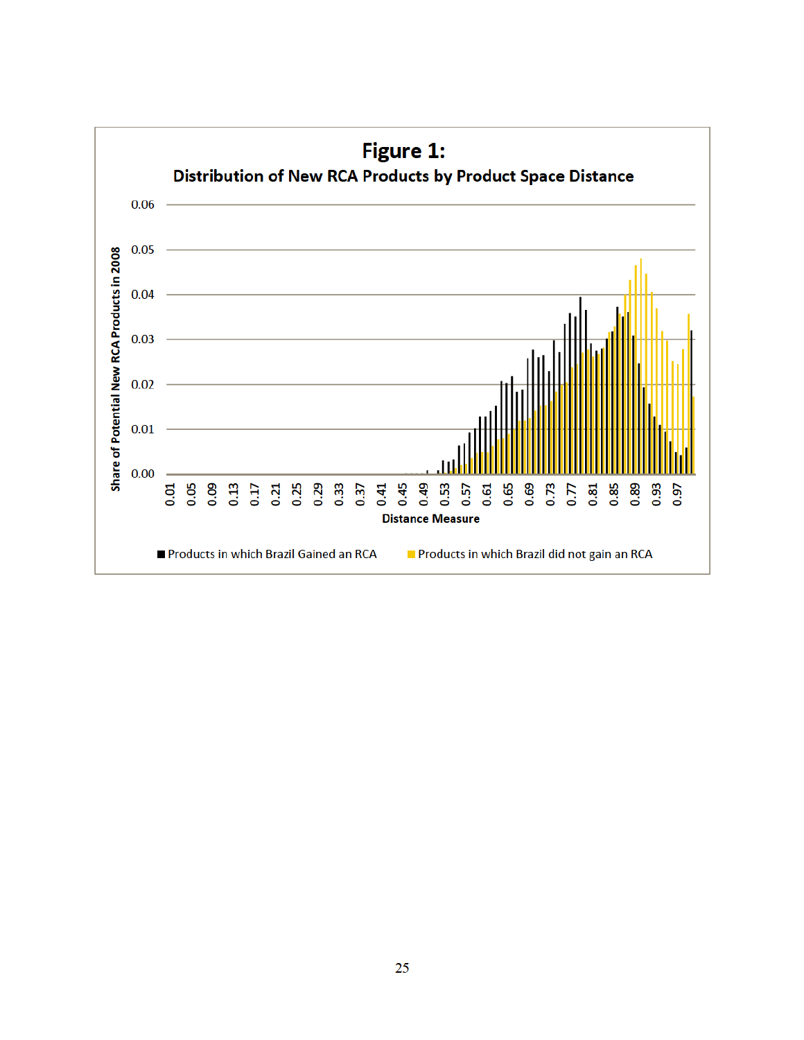# Figure 1:

## Distribution of New RCA Products by Product Space Distance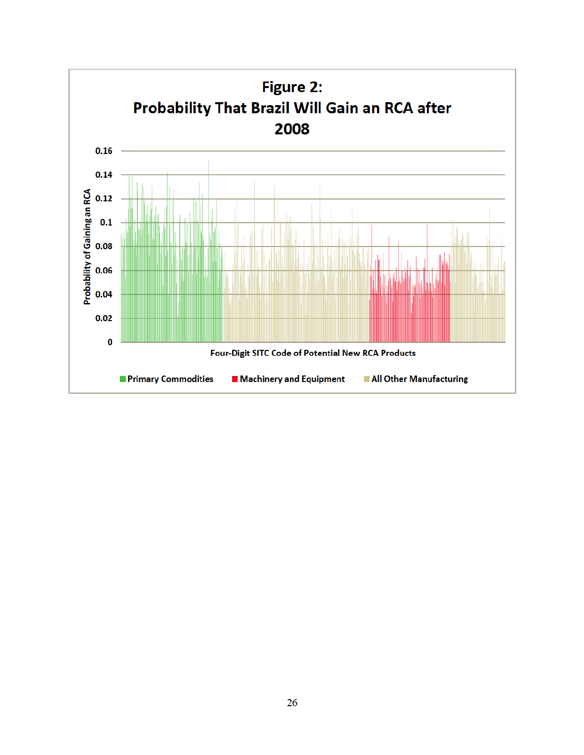**Figure 2:**
**Probability That Brazil Will Gain an RCA after 2008**

Probability of Gaining an RCA

0.16
0.14
0.12
0.1
0.08
0.06
0.04
0.02
0

Four-Digit SITC Code of Potential New RCA Products

Primary Commodities | Machinery and Equipment | All Other Manufacturing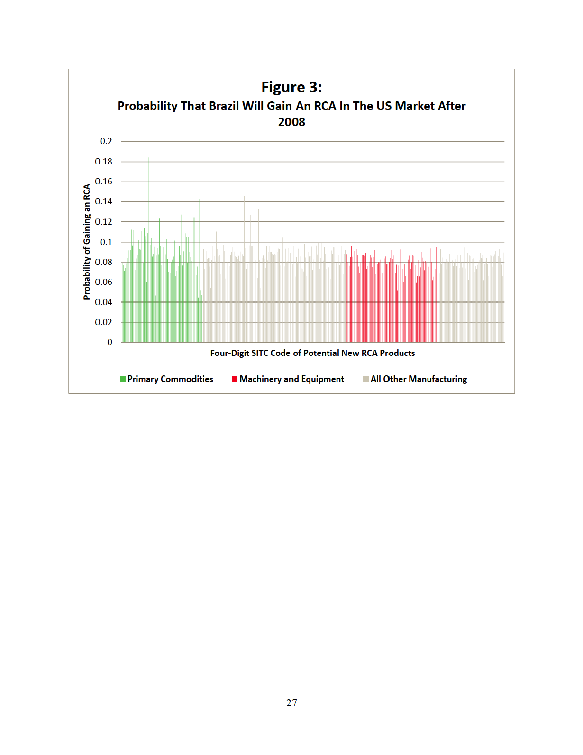**Figure 3:**

**Probability That Brazil Will Gain An RCA In The US Market After 2008**

0.2

0.18

0.16

0.14

0.12

0.1

0.08

0.06

0.04

0.02

0

Probability of Gaining an RCA

Four-Digit SITC Code of Potential New RCA Products

Primary Commodities

Machinery and Equipment

All Other Manufacturing